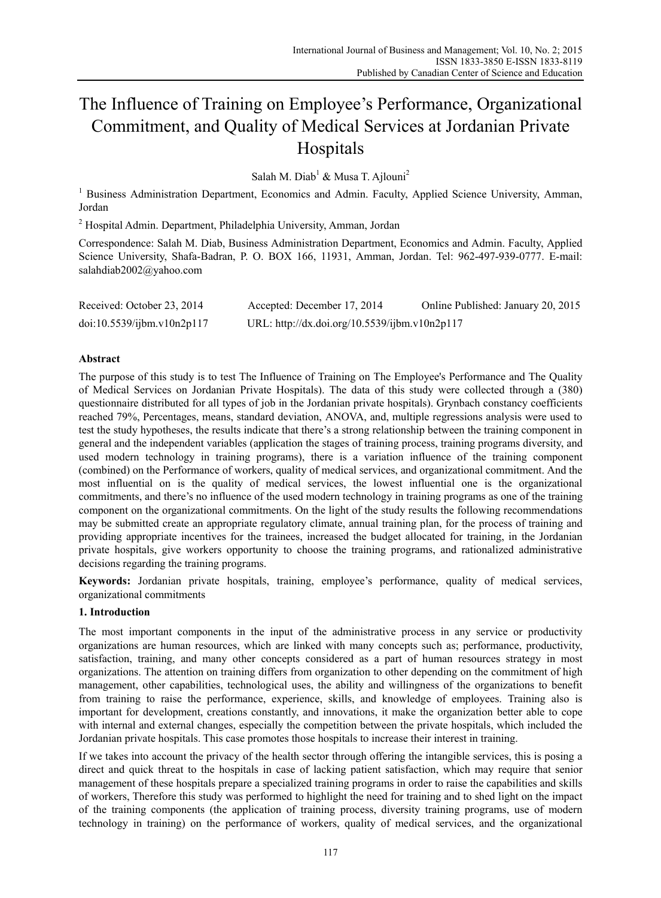# The Influence of Training on Employee's Performance, Organizational Commitment, and Quality of Medical Services at Jordanian Private Hospitals

Salah M. Diab[1] & Musa T. Ajlouni[2]

[1] Business Administration Department, Economics and Admin. Faculty, Applied Science University, Amman, Jordan

[2] Hospital Admin. Department, Philadelphia University, Amman, Jordan

Correspondence: Salah M. Diab, Business Administration Department, Economics and Admin. Faculty, Applied Science University, Shafa-Badran, P. O. BOX 166, 11931, Amman, Jordan. Tel: 962-497-939-0777. E-mail: salahdiab2002@yahoo.com

Received: October 23, 2014 Accepted: December 17, 2014 Online Published: January 20, 2015

doi:10.5539/ijbm.v10n2p117 URL: http://dx.doi.org/10.5539/ijbm.v10n2p117

## Abstract

The purpose of this study is to test The Influence of Training on The Employee's Performance and The Quality of Medical Services on Jordanian Private Hospitals). The data of this study were collected through a (380) questionnaire distributed for all types of job in the Jordanian private hospitals). Grynbach constancy coefficients reached 79%, Percentages, means, standard deviation, ANOVA, and, multiple regressions analysis were used to test the study hypotheses, the results indicate that there's a strong relationship between the training component in general and the independent variables (application the stages of training process, training programs diversity, and used modern technology in training programs), there is a variation influence of the training component (combined) on the Performance of workers, quality of medical services, and organizational commitment. And the most influential on is the quality of medical services, the lowest influential one is the organizational commitments, and there's no influence of the used modern technology in training programs as one of the training component on the organizational commitments. On the light of the study results the following recommendations may be submitted create an appropriate regulatory climate, annual training plan, for the process of training and providing appropriate incentives for the trainees, increased the budget allocated for training, in the Jordanian private hospitals, give workers opportunity to choose the training programs, and rationalized administrative decisions regarding the training programs.

**Keywords:** Jordanian private hospitals, training, employee's performance, quality of medical services, organizational commitments

## 1. Introduction

The most important components in the input of the administrative process in any service or productivity organizations are human resources, which are linked with many concepts such as; performance, productivity, satisfaction, training, and many other concepts considered as a part of human resources strategy in most organizations. The attention on training differs from organization to other depending on the commitment of high management, other capabilities, technological uses, the ability and willingness of the organizations to benefit from training to raise the performance, experience, skills, and knowledge of employees. Training also is important for development, creations constantly, and innovations, it make the organization better able to cope with internal and external changes, especially the competition between the private hospitals, which included the Jordanian private hospitals. This case promotes those hospitals to increase their interest in training.

If we takes into account the privacy of the health sector through offering the intangible services, this is posing a direct and quick threat to the hospitals in case of lacking patient satisfaction, which may require that senior management of these hospitals prepare a specialized training programs in order to raise the capabilities and skills of workers, Therefore this study was performed to highlight the need for training and to shed light on the impact of the training components (the application of training process, diversity training programs, use of modern technology in training) on the performance of workers, quality of medical services, and the organizational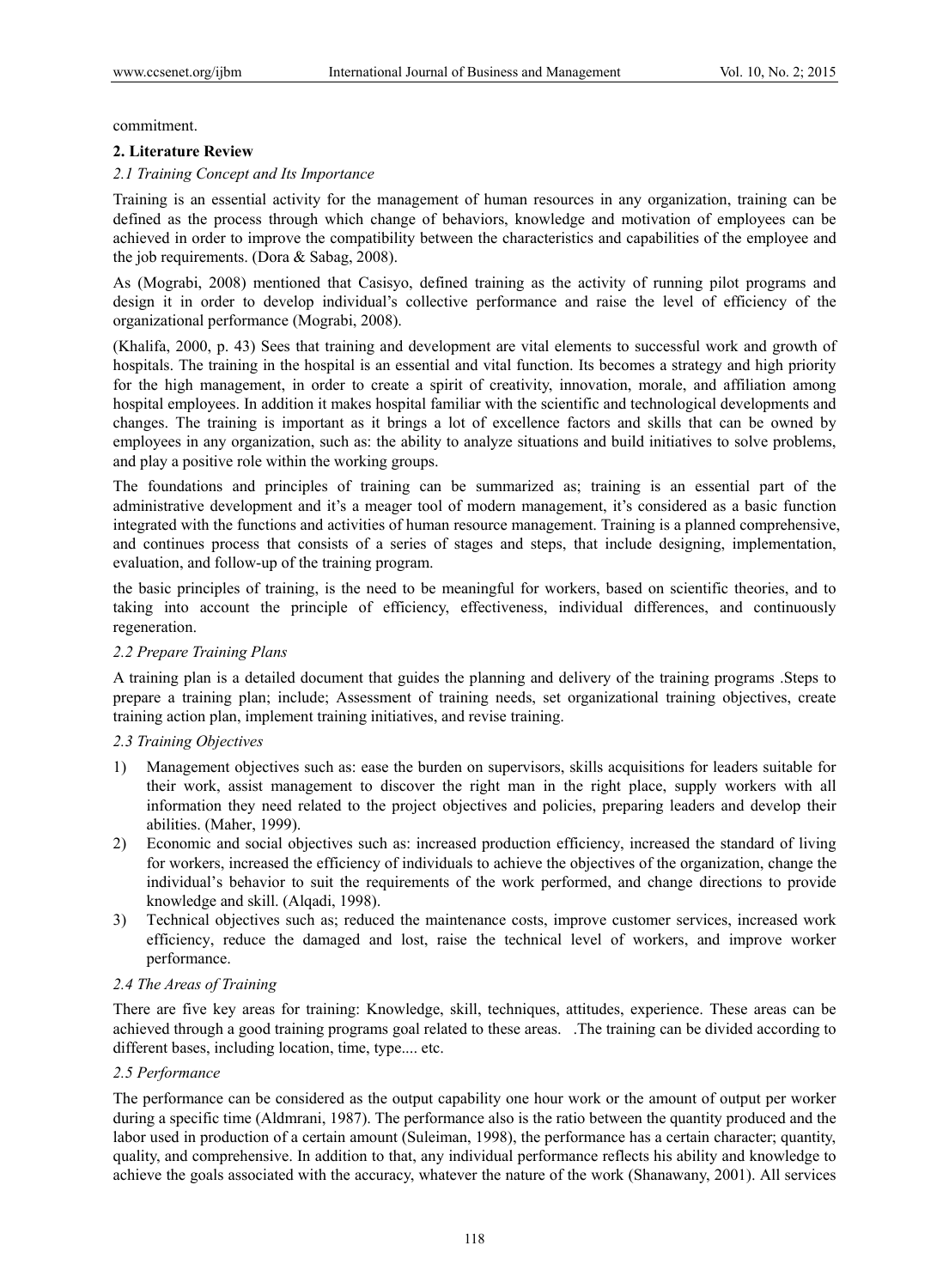commitment.

## 2. Literature Review

### *2.1 Training Concept and Its Importance*

Training is an essential activity for the management of human resources in any organization, training can be defined as the process through which change of behaviors, knowledge and motivation of employees can be achieved in order to improve the compatibility between the characteristics and capabilities of the employee and the job requirements. (Dora & Sabag, 2008).

As (Mograbi, 2008) mentioned that Casisyo, defined training as the activity of running pilot programs and design it in order to develop individual's collective performance and raise the level of efficiency of the organizational performance (Mograbi, 2008).

(Khalifa, 2000, p. 43) Sees that training and development are vital elements to successful work and growth of hospitals. The training in the hospital is an essential and vital function. Its becomes a strategy and high priority for the high management, in order to create a spirit of creativity, innovation, morale, and affiliation among hospital employees. In addition it makes hospital familiar with the scientific and technological developments and changes. The training is important as it brings a lot of excellence factors and skills that can be owned by employees in any organization, such as: the ability to analyze situations and build initiatives to solve problems, and play a positive role within the working groups.

The foundations and principles of training can be summarized as; training is an essential part of the administrative development and it's a meager tool of modern management, it's considered as a basic function integrated with the functions and activities of human resource management. Training is a planned comprehensive, and continues process that consists of a series of stages and steps, that include designing, implementation, evaluation, and follow-up of the training program.

the basic principles of training, is the need to be meaningful for workers, based on scientific theories, and to taking into account the principle of efficiency, effectiveness, individual differences, and continuously regeneration.

### *2.2 Prepare Training Plans*

A training plan is a detailed document that guides the planning and delivery of the training programs .Steps to prepare a training plan; include; Assessment of training needs, set organizational training objectives, create training action plan, implement training initiatives, and revise training.

### *2.3 Training Objectives*

1) Management objectives such as: ease the burden on supervisors, skills acquisitions for leaders suitable for their work, assist management to discover the right man in the right place, supply workers with all information they need related to the project objectives and policies, preparing leaders and develop their abilities. (Maher, 1999).
2) Economic and social objectives such as: increased production efficiency, increased the standard of living for workers, increased the efficiency of individuals to achieve the objectives of the organization, change the individual's behavior to suit the requirements of the work performed, and change directions to provide knowledge and skill. (Alqadi, 1998).
3) Technical objectives such as; reduced the maintenance costs, improve customer services, increased work efficiency, reduce the damaged and lost, raise the technical level of workers, and improve worker performance.

### *2.4 The Areas of Training*

There are five key areas for training: Knowledge, skill, techniques, attitudes, experience. These areas can be achieved through a good training programs goal related to these areas. .The training can be divided according to different bases, including location, time, type.... etc.

### *2.5 Performance*

The performance can be considered as the output capability one hour work or the amount of output per worker during a specific time (Aldmrani, 1987). The performance also is the ratio between the quantity produced and the labor used in production of a certain amount (Suleiman, 1998), the performance has a certain character; quantity, quality, and comprehensive. In addition to that, any individual performance reflects his ability and knowledge to achieve the goals associated with the accuracy, whatever the nature of the work (Shanawany, 2001). All services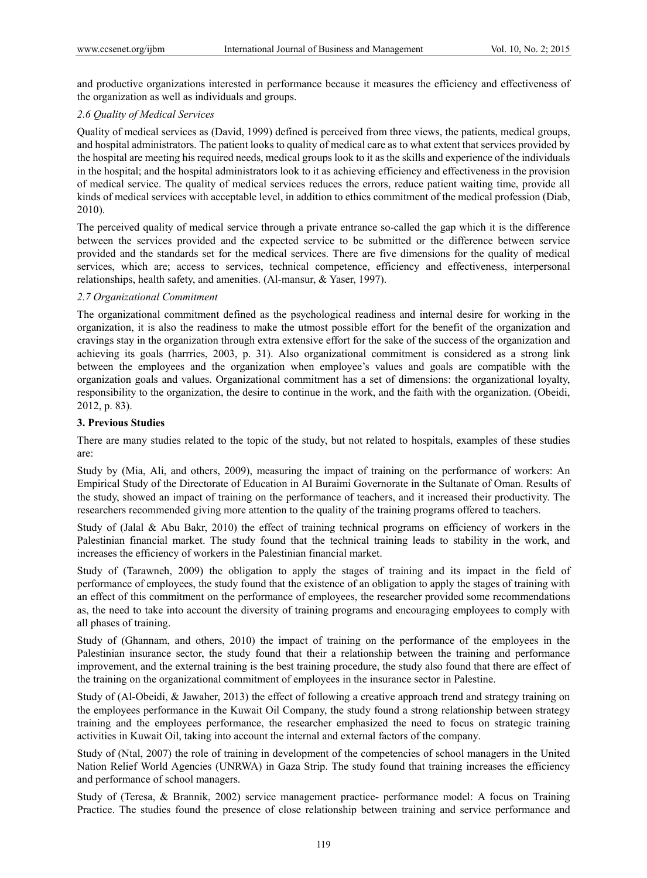and productive organizations interested in performance because it measures the efficiency and effectiveness of the organization as well as individuals and groups.

### *2.6 Quality of Medical Services*

Quality of medical services as (David, 1999) defined is perceived from three views, the patients, medical groups, and hospital administrators. The patient looks to quality of medical care as to what extent that services provided by the hospital are meeting his required needs, medical groups look to it as the skills and experience of the individuals in the hospital; and the hospital administrators look to it as achieving efficiency and effectiveness in the provision of medical service. The quality of medical services reduces the errors, reduce patient waiting time, provide all kinds of medical services with acceptable level, in addition to ethics commitment of the medical profession (Diab, 2010).

The perceived quality of medical service through a private entrance so-called the gap which it is the difference between the services provided and the expected service to be submitted or the difference between service provided and the standards set for the medical services. There are five dimensions for the quality of medical services, which are; access to services, technical competence, efficiency and effectiveness, interpersonal relationships, health safety, and amenities. (Al-mansur, & Yaser, 1997).

### *2.7 Organizational Commitment*

The organizational commitment defined as the psychological readiness and internal desire for working in the organization, it is also the readiness to make the utmost possible effort for the benefit of the organization and cravings stay in the organization through extra extensive effort for the sake of the success of the organization and achieving its goals (harrries, 2003, p. 31). Also organizational commitment is considered as a strong link between the employees and the organization when employee's values and goals are compatible with the organization goals and values. Organizational commitment has a set of dimensions: the organizational loyalty, responsibility to the organization, the desire to continue in the work, and the faith with the organization. (Obeidi, 2012, p. 83).

## **3. Previous Studies**

There are many studies related to the topic of the study, but not related to hospitals, examples of these studies are:

Study by (Mia, Ali, and others, 2009), measuring the impact of training on the performance of workers: An Empirical Study of the Directorate of Education in Al Buraimi Governorate in the Sultanate of Oman. Results of the study, showed an impact of training on the performance of teachers, and it increased their productivity. The researchers recommended giving more attention to the quality of the training programs offered to teachers.

Study of (Jalal & Abu Bakr, 2010) the effect of training technical programs on efficiency of workers in the Palestinian financial market. The study found that the technical training leads to stability in the work, and increases the efficiency of workers in the Palestinian financial market.

Study of (Tarawneh, 2009) the obligation to apply the stages of training and its impact in the field of performance of employees, the study found that the existence of an obligation to apply the stages of training with an effect of this commitment on the performance of employees, the researcher provided some recommendations as, the need to take into account the diversity of training programs and encouraging employees to comply with all phases of training.

Study of (Ghannam, and others, 2010) the impact of training on the performance of the employees in the Palestinian insurance sector, the study found that their a relationship between the training and performance improvement, and the external training is the best training procedure, the study also found that there are effect of the training on the organizational commitment of employees in the insurance sector in Palestine.

Study of (Al-Obeidi, & Jawaher, 2013) the effect of following a creative approach trend and strategy training on the employees performance in the Kuwait Oil Company, the study found a strong relationship between strategy training and the employees performance, the researcher emphasized the need to focus on strategic training activities in Kuwait Oil, taking into account the internal and external factors of the company.

Study of (Ntal, 2007) the role of training in development of the competencies of school managers in the United Nation Relief World Agencies (UNRWA) in Gaza Strip. The study found that training increases the efficiency and performance of school managers.

Study of (Teresa, & Brannik, 2002) service management practice- performance model: A focus on Training Practice. The studies found the presence of close relationship between training and service performance and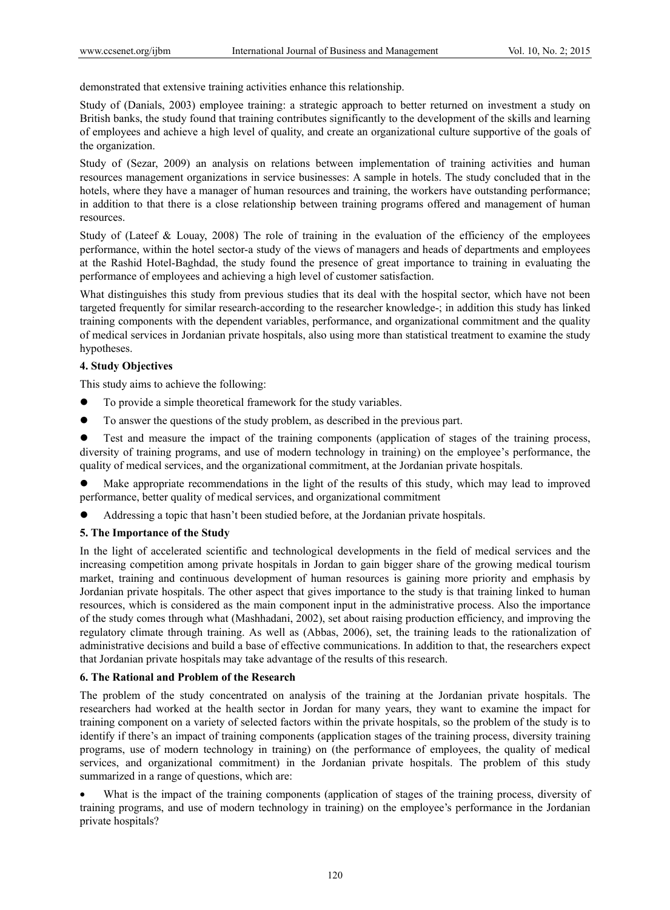demonstrated that extensive training activities enhance this relationship.

Study of (Danials, 2003) employee training: a strategic approach to better returned on investment a study on British banks, the study found that training contributes significantly to the development of the skills and learning of employees and achieve a high level of quality, and create an organizational culture supportive of the goals of the organization.

Study of (Sezar, 2009) an analysis on relations between implementation of training activities and human resources management organizations in service businesses: A sample in hotels. The study concluded that in the hotels, where they have a manager of human resources and training, the workers have outstanding performance; in addition to that there is a close relationship between training programs offered and management of human resources.

Study of (Lateef & Louay, 2008) The role of training in the evaluation of the efficiency of the employees performance, within the hotel sector-a study of the views of managers and heads of departments and employees at the Rashid Hotel-Baghdad, the study found the presence of great importance to training in evaluating the performance of employees and achieving a high level of customer satisfaction.

What distinguishes this study from previous studies that its deal with the hospital sector, which have not been targeted frequently for similar research-according to the researcher knowledge-; in addition this study has linked training components with the dependent variables, performance, and organizational commitment and the quality of medical services in Jordanian private hospitals, also using more than statistical treatment to examine the study hypotheses.

### 4. Study Objectives

This study aims to achieve the following:

- To provide a simple theoretical framework for the study variables.
- To answer the questions of the study problem, as described in the previous part.
- Test and measure the impact of the training components (application of stages of the training process, diversity of training programs, and use of modern technology in training) on the employee's performance, the quality of medical services, and the organizational commitment, at the Jordanian private hospitals.
- Make appropriate recommendations in the light of the results of this study, which may lead to improved performance, better quality of medical services, and organizational commitment
- Addressing a topic that hasn't been studied before, at the Jordanian private hospitals.

### 5. The Importance of the Study

In the light of accelerated scientific and technological developments in the field of medical services and the increasing competition among private hospitals in Jordan to gain bigger share of the growing medical tourism market, training and continuous development of human resources is gaining more priority and emphasis by Jordanian private hospitals. The other aspect that gives importance to the study is that training linked to human resources, which is considered as the main component input in the administrative process. Also the importance of the study comes through what (Mashhadani, 2002), set about raising production efficiency, and improving the regulatory climate through training. As well as (Abbas, 2006), set, the training leads to the rationalization of administrative decisions and build a base of effective communications. In addition to that, the researchers expect that Jordanian private hospitals may take advantage of the results of this research.

### 6. The Rational and Problem of the Research

The problem of the study concentrated on analysis of the training at the Jordanian private hospitals. The researchers had worked at the health sector in Jordan for many years, they want to examine the impact for training component on a variety of selected factors within the private hospitals, so the problem of the study is to identify if there's an impact of training components (application stages of the training process, diversity training programs, use of modern technology in training) on (the performance of employees, the quality of medical services, and organizational commitment) in the Jordanian private hospitals. The problem of this study summarized in a range of questions, which are:

- What is the impact of the training components (application of stages of the training process, diversity of training programs, and use of modern technology in training) on the employee's performance in the Jordanian private hospitals?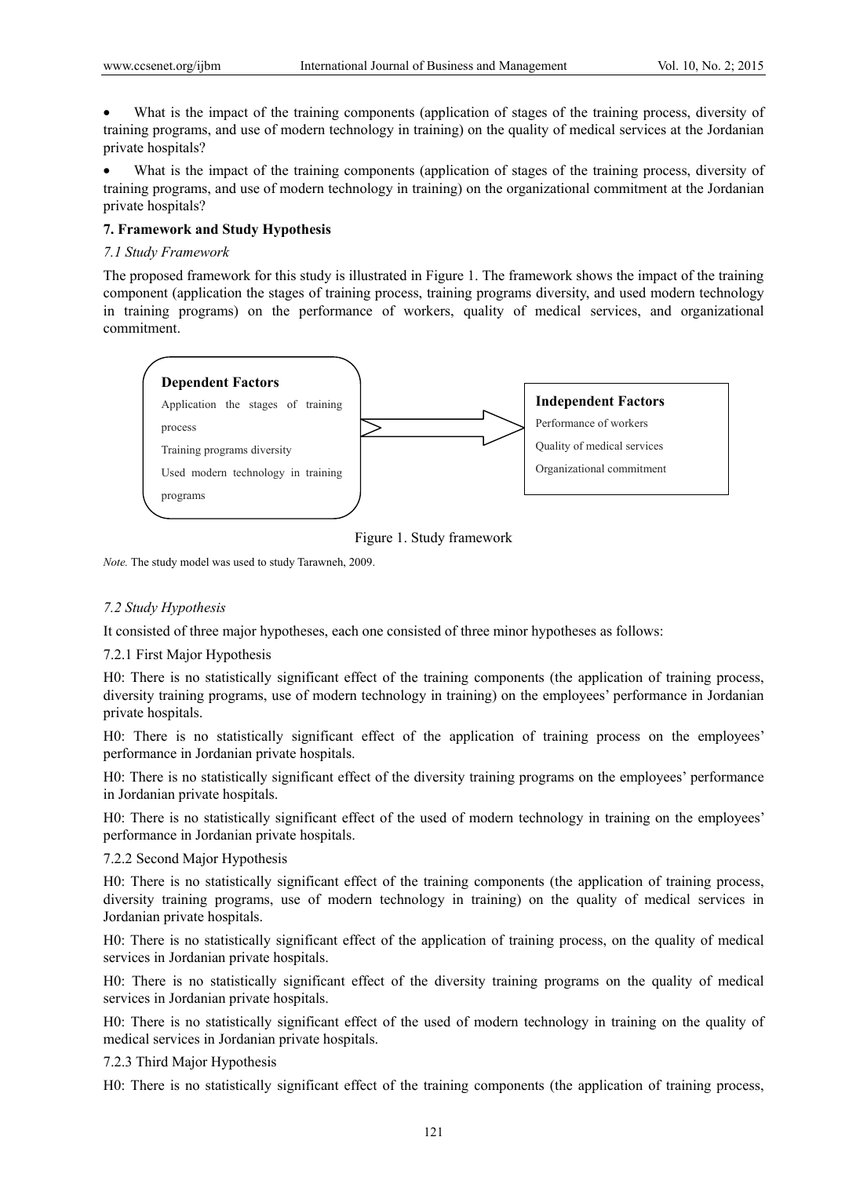- What is the impact of the training components (application of stages of the training process, diversity of training programs, and use of modern technology in training) on the quality of medical services at the Jordanian private hospitals?
- What is the impact of the training components (application of stages of the training process, diversity of training programs, and use of modern technology in training) on the organizational commitment at the Jordanian private hospitals?

## 7. Framework and Study Hypothesis

### *7.1 Study Framework*

The proposed framework for this study is illustrated in Figure 1. The framework shows the impact of the training component (application the stages of training process, training programs diversity, and used modern technology in training programs) on the performance of workers, quality of medical services, and organizational commitment.

**Dependent Factors**

Application the stages of training process

Training programs diversity

Used modern technology in training programs

**Independent Factors**

Performance of workers

Quality of medical services

Organizational commitment

Figure 1. Study framework

*Note.* The study model was used to study Tarawneh, 2009.

### *7.2 Study Hypothesis*

It consisted of three major hypotheses, each one consisted of three minor hypotheses as follows:

#### 7.2.1 First Major Hypothesis

H0: There is no statistically significant effect of the training components (the application of training process, diversity training programs, use of modern technology in training) on the employees' performance in Jordanian private hospitals.

H0: There is no statistically significant effect of the application of training process on the employees' performance in Jordanian private hospitals.

H0: There is no statistically significant effect of the diversity training programs on the employees' performance in Jordanian private hospitals.

H0: There is no statistically significant effect of the used of modern technology in training on the employees' performance in Jordanian private hospitals.

#### 7.2.2 Second Major Hypothesis

H0: There is no statistically significant effect of the training components (the application of training process, diversity training programs, use of modern technology in training) on the quality of medical services in Jordanian private hospitals.

H0: There is no statistically significant effect of the application of training process, on the quality of medical services in Jordanian private hospitals.

H0: There is no statistically significant effect of the diversity training programs on the quality of medical services in Jordanian private hospitals.

H0: There is no statistically significant effect of the used of modern technology in training on the quality of medical services in Jordanian private hospitals.

#### 7.2.3 Third Major Hypothesis

H0: There is no statistically significant effect of the training components (the application of training process,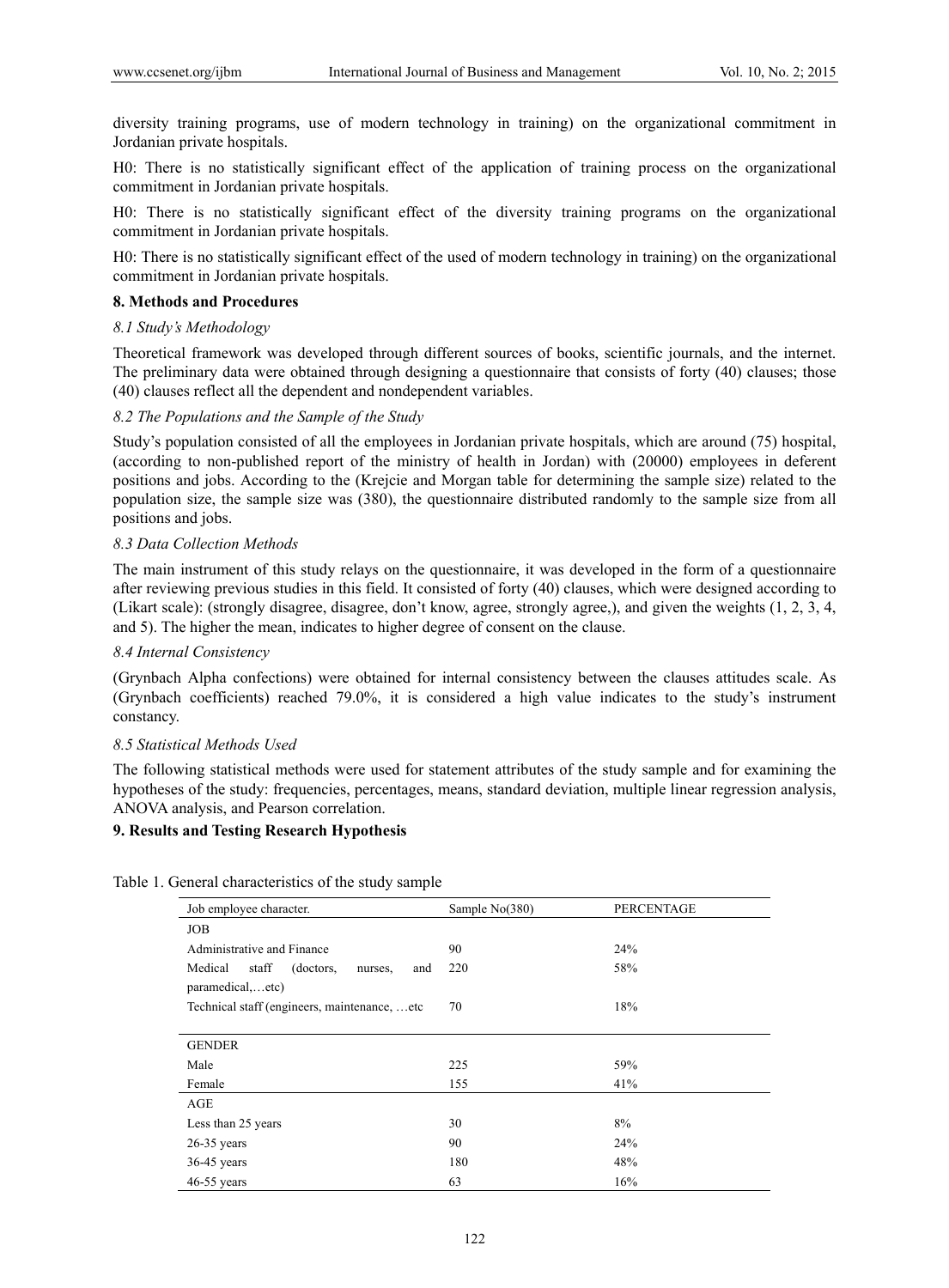diversity training programs, use of modern technology in training) on the organizational commitment in Jordanian private hospitals.

H0: There is no statistically significant effect of the application of training process on the organizational commitment in Jordanian private hospitals.

H0: There is no statistically significant effect of the diversity training programs on the organizational commitment in Jordanian private hospitals.

H0: There is no statistically significant effect of the used of modern technology in training) on the organizational commitment in Jordanian private hospitals.

## 8. Methods and Procedures

### *8.1 Study's Methodology*

Theoretical framework was developed through different sources of books, scientific journals, and the internet. The preliminary data were obtained through designing a questionnaire that consists of forty (40) clauses; those (40) clauses reflect all the dependent and nondependent variables.

### *8.2 The Populations and the Sample of the Study*

Study's population consisted of all the employees in Jordanian private hospitals, which are around (75) hospital, (according to non-published report of the ministry of health in Jordan) with (20000) employees in deferent positions and jobs. According to the (Krejcie and Morgan table for determining the sample size) related to the population size, the sample size was (380), the questionnaire distributed randomly to the sample size from all positions and jobs.

### *8.3 Data Collection Methods*

The main instrument of this study relays on the questionnaire, it was developed in the form of a questionnaire after reviewing previous studies in this field. It consisted of forty (40) clauses, which were designed according to (Likart scale): (strongly disagree, disagree, don't know, agree, strongly agree,), and given the weights (1, 2, 3, 4, and 5). The higher the mean, indicates to higher degree of consent on the clause.

### *8.4 Internal Consistency*

(Grynbach Alpha confections) were obtained for internal consistency between the clauses attitudes scale. As (Grynbach coefficients) reached 79.0%, it is considered a high value indicates to the study's instrument constancy.

### *8.5 Statistical Methods Used*

The following statistical methods were used for statement attributes of the study sample and for examining the hypotheses of the study: frequencies, percentages, means, standard deviation, multiple linear regression analysis, ANOVA analysis, and Pearson correlation.

## 9. Results and Testing Research Hypothesis

Table 1. General characteristics of the study sample

| Job employee character. | Sample No(380) | PERCENTAGE |
|---|---|---|
| JOB | | |
| Administrative and Finance | 90 | 24% |
| Medical staff (doctors, nurses, and paramedical,…etc) | 220 | 58% |
| Technical staff (engineers, maintenance, …etc | 70 | 18% |
| GENDER | | |
| Male | 225 | 59% |
| Female | 155 | 41% |
| AGE | | |
| Less than 25 years | 30 | 8% |
| 26-35 years | 90 | 24% |
| 36-45 years | 180 | 48% |
| 46-55 years | 63 | 16% |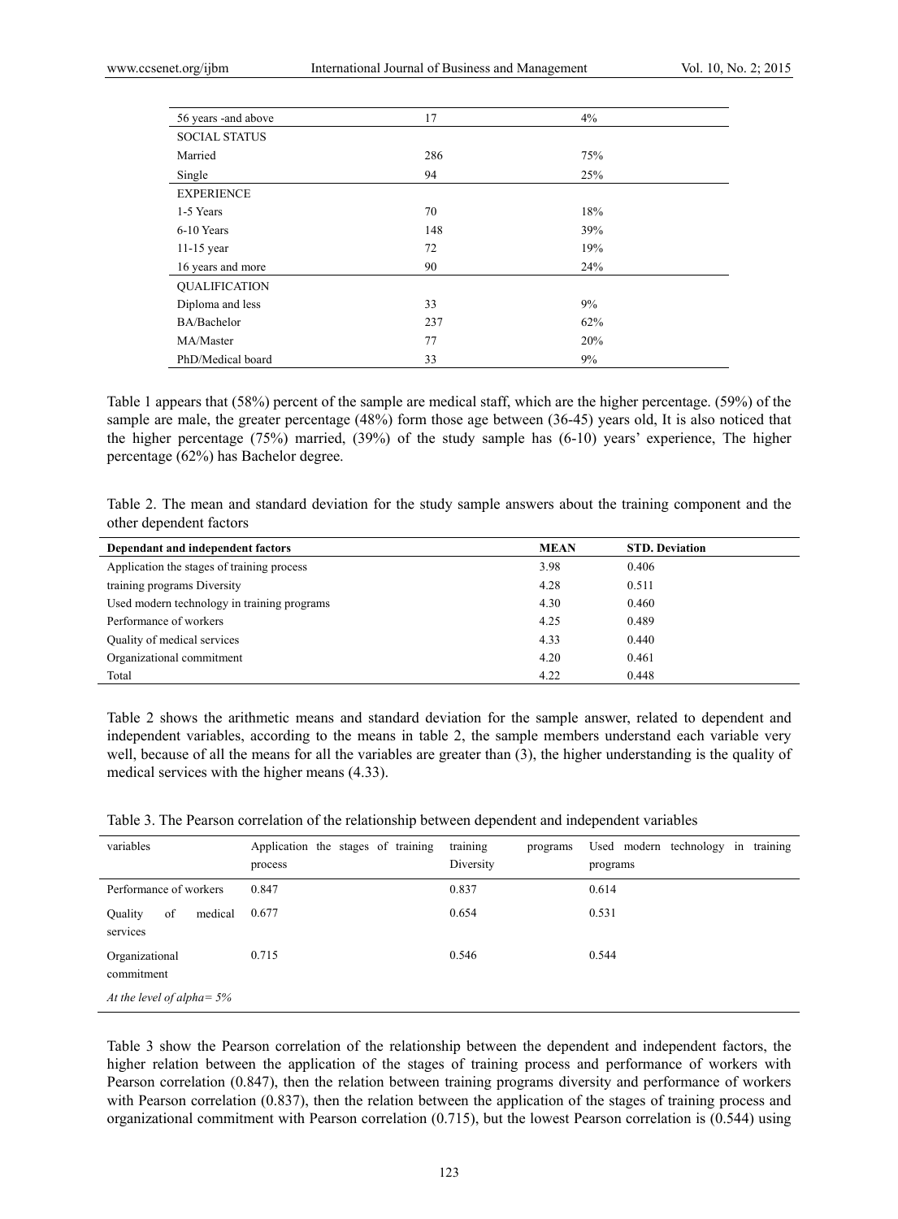| | | |
|---|---|---|
| 56 years -and above | 17 | 4% |
| SOCIAL STATUS | | |
| Married | 286 | 75% |
| Single | 94 | 25% |
| EXPERIENCE | | |
| 1-5 Years | 70 | 18% |
| 6-10 Years | 148 | 39% |
| 11-15 year | 72 | 19% |
| 16 years and more | 90 | 24% |
| QUALIFICATION | | |
| Diploma and less | 33 | 9% |
| BA/Bachelor | 237 | 62% |
| MA/Master | 77 | 20% |
| PhD/Medical board | 33 | 9% |

Table 1 appears that (58%) percent of the sample are medical staff, which are the higher percentage. (59%) of the sample are male, the greater percentage (48%) form those age between (36-45) years old, It is also noticed that the higher percentage (75%) married, (39%) of the study sample has (6-10) years' experience, The higher percentage (62%) has Bachelor degree.

Table 2. The mean and standard deviation for the study sample answers about the training component and the other dependent factors

| **Dependant and independent factors** | **MEAN** | **STD. Deviation** |
|---|---|---|
| Application the stages of training process | 3.98 | 0.406 |
| training programs Diversity | 4.28 | 0.511 |
| Used modern technology in training programs | 4.30 | 0.460 |
| Performance of workers | 4.25 | 0.489 |
| Quality of medical services | 4.33 | 0.440 |
| Organizational commitment | 4.20 | 0.461 |
| Total | 4.22 | 0.448 |

Table 2 shows the arithmetic means and standard deviation for the sample answer, related to dependent and independent variables, according to the means in table 2, the sample members understand each variable very well, because of all the means for all the variables are greater than (3), the higher understanding is the quality of medical services with the higher means (4.33).

Table 3. The Pearson correlation of the relationship between dependent and independent variables

| variables | Application the stages of training process | training programs Diversity | Used modern technology in training programs |
|---|---|---|---|
| Performance of workers | 0.847 | 0.837 | 0.614 |
| Quality of medical services | 0.677 | 0.654 | 0.531 |
| Organizational commitment | 0.715 | 0.546 | 0.544 |
| *At the level of alpha= 5%* | | | |

Table 3 show the Pearson correlation of the relationship between the dependent and independent factors, the higher relation between the application of the stages of training process and performance of workers with Pearson correlation (0.847), then the relation between training programs diversity and performance of workers with Pearson correlation (0.837), then the relation between the application of the stages of training process and organizational commitment with Pearson correlation (0.715), but the lowest Pearson correlation is (0.544) using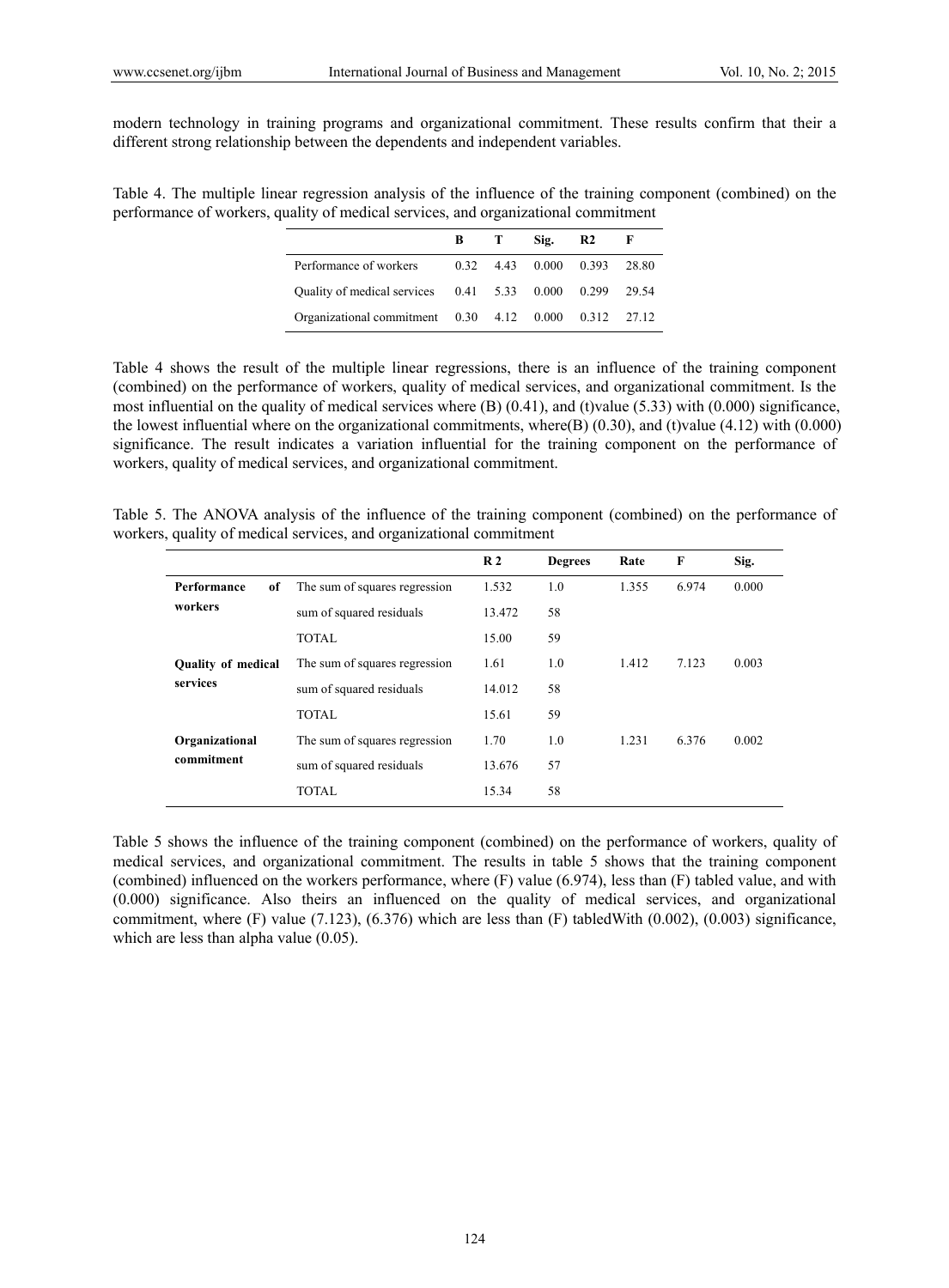modern technology in training programs and organizational commitment. These results confirm that their a different strong relationship between the dependents and independent variables.

Table 4. The multiple linear regression analysis of the influence of the training component (combined) on the performance of workers, quality of medical services, and organizational commitment

| | B | T | Sig. | R2 | F |
|---|---|---|---|---|---|
| Performance of workers | 0.32 | 4.43 | 0.000 | 0.393 | 28.80 |
| Quality of medical services | 0.41 | 5.33 | 0.000 | 0.299 | 29.54 |
| Organizational commitment | 0.30 | 4.12 | 0.000 | 0.312 | 27.12 |

Table 4 shows the result of the multiple linear regressions, there is an influence of the training component (combined) on the performance of workers, quality of medical services, and organizational commitment. Is the most influential on the quality of medical services where (B) (0.41), and (t)value (5.33) with (0.000) significance, the lowest influential where on the organizational commitments, where(B) (0.30), and (t)value (4.12) with (0.000) significance. The result indicates a variation influential for the training component on the performance of workers, quality of medical services, and organizational commitment.

Table 5. The ANOVA analysis of the influence of the training component (combined) on the performance of workers, quality of medical services, and organizational commitment

| | | R 2 | Degrees | Rate | F | Sig. |
|---|---|---|---|---|---|---|
| **Performance of workers** | The sum of squares regression | 1.532 | 1.0 | 1.355 | 6.974 | 0.000 |
| | sum of squared residuals | 13.472 | 58 | | | |
| | TOTAL | 15.00 | 59 | | | |
| **Quality of medical services** | The sum of squares regression | 1.61 | 1.0 | 1.412 | 7.123 | 0.003 |
| | sum of squared residuals | 14.012 | 58 | | | |
| | TOTAL | 15.61 | 59 | | | |
| **Organizational commitment** | The sum of squares regression | 1.70 | 1.0 | 1.231 | 6.376 | 0.002 |
| | sum of squared residuals | 13.676 | 57 | | | |
| | TOTAL | 15.34 | 58 | | | |

Table 5 shows the influence of the training component (combined) on the performance of workers, quality of medical services, and organizational commitment. The results in table 5 shows that the training component (combined) influenced on the workers performance, where (F) value (6.974), less than (F) tabled value, and with (0.000) significance. Also theirs an influenced on the quality of medical services, and organizational commitment, where (F) value (7.123), (6.376) which are less than (F) tabledWith (0.002), (0.003) significance, which are less than alpha value (0.05).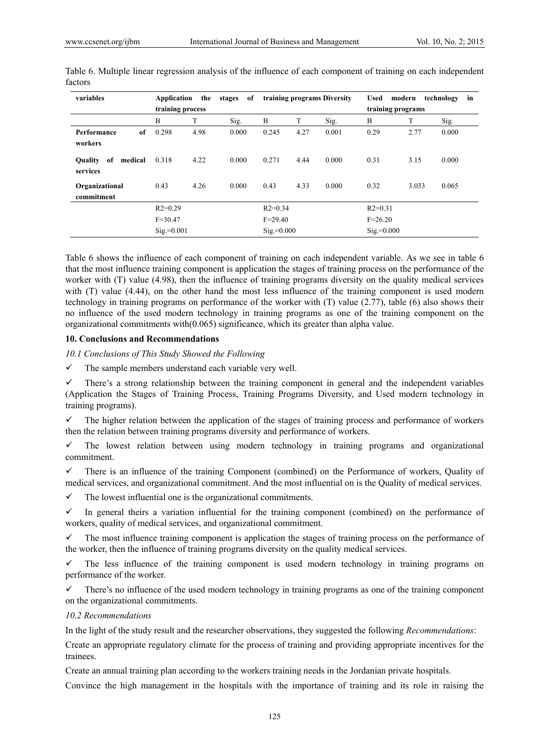Table 6. Multiple linear regression analysis of the influence of each component of training on each independent factors

| variables | Application the stages of training process | | | training programs Diversity | | | Used modern technology in training programs | | |
|---|---|---|---|---|---|---|---|---|---|
| | B | T | Sig. | B | T | Sig. | B | T | Sig. |
| **Performance of workers** | 0.298 | 4.98 | 0.000 | 0.245 | 4.27 | 0.001 | 0.29 | 2.77 | 0.000 |
| **Quality of medical services** | 0.318 | 4.22 | 0.000 | 0.271 | 4.44 | 0.000 | 0.31 | 3.15 | 0.000 |
| **Organizational commitment** | 0.43 | 4.26 | 0.000 | 0.43 | 4.33 | 0.000 | 0.32 | 3.033 | 0.065 |
| | R2=0.29<br>F=30.47<br>Sig.=0.001 | | | R2=0.34<br>F=29.40<br>Sig.=0.000 | | | R2=0.31<br>F=26.20<br>Sig.=0.000 | | |

Table 6 shows the influence of each component of training on each independent variable. As we see in table 6 that the most influence training component is application the stages of training process on the performance of the worker with (T) value (4.98), then the influence of training programs diversity on the quality medical services with (T) value (4.44), on the other hand the most less influence of the training component is used modern technology in training programs on performance of the worker with (T) value (2.77), table (6) also shows their no influence of the used modern technology in training programs as one of the training component on the organizational commitments with(0.065) significance, which its greater than alpha value.

## 10. Conclusions and Recommendations

### *10.1 Conclusions of This Study Showed the Following*

- ✓ The sample members understand each variable very well.
- ✓ There's a strong relationship between the training component in general and the independent variables (Application the Stages of Training Process, Training Programs Diversity, and Used modern technology in training programs).
- ✓ The higher relation between the application of the stages of training process and performance of workers then the relation between training programs diversity and performance of workers.
- ✓ The lowest relation between using modern technology in training programs and organizational commitment.
- ✓ There is an influence of the training Component (combined) on the Performance of workers, Quality of medical services, and organizational commitment. And the most influential on is the Quality of medical services.
- ✓ The lowest influential one is the organizational commitments.
- ✓ In general theirs a variation influential for the training component (combined) on the performance of workers, quality of medical services, and organizational commitment.
- ✓ The most influence training component is application the stages of training process on the performance of the worker, then the influence of training programs diversity on the quality medical services.
- ✓ The less influence of the training component is used modern technology in training programs on performance of the worker.
- ✓ There's no influence of the used modern technology in training programs as one of the training component on the organizational commitments.

### *10.2 Recommendations*

In the light of the study result and the researcher observations, they suggested the following *Recommendations*:

Create an appropriate regulatory climate for the process of training and providing appropriate incentives for the trainees.

Create an annual training plan according to the workers training needs in the Jordanian private hospitals.

Convince the high management in the hospitals with the importance of training and its role in raising the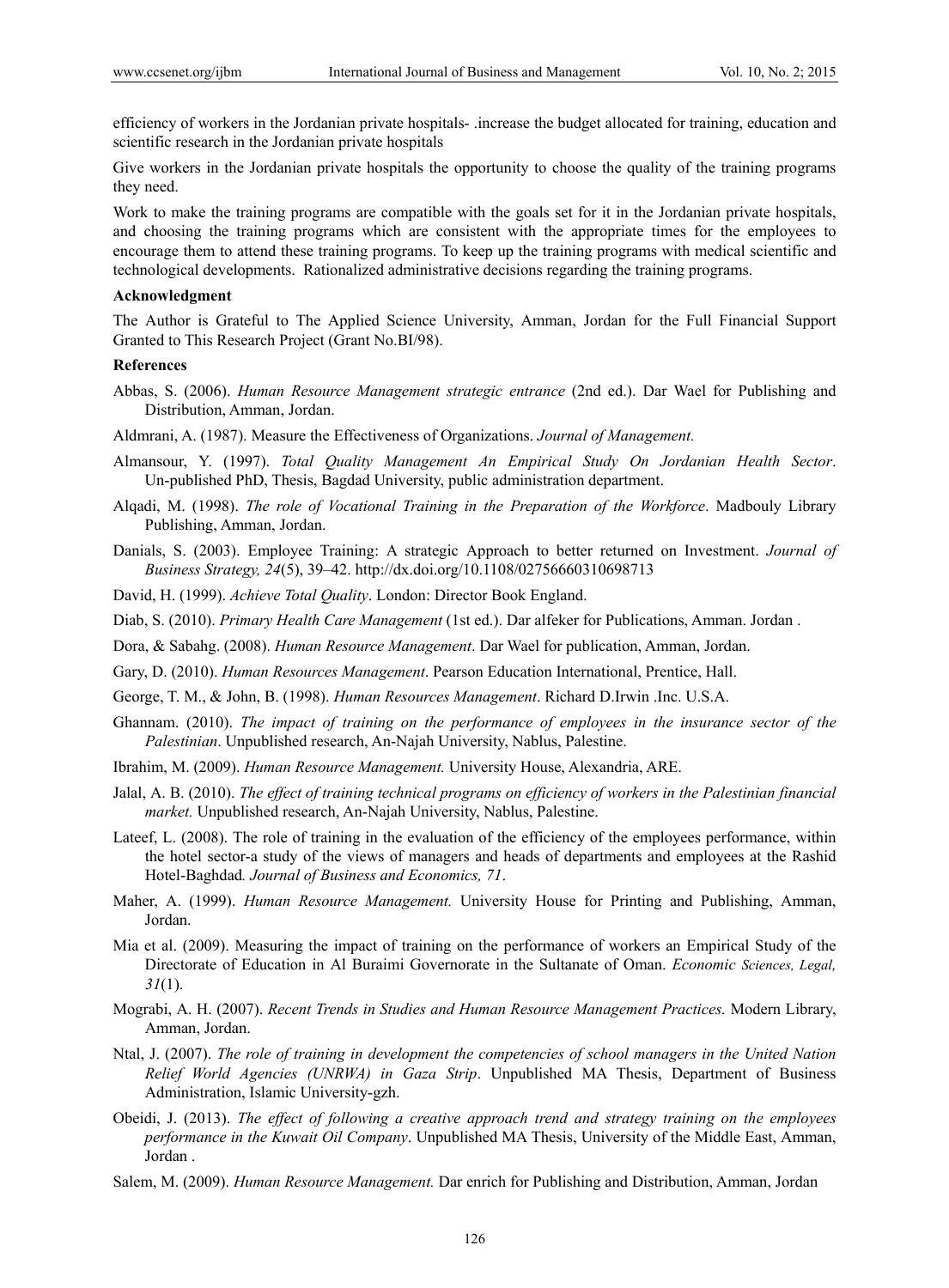efficiency of workers in the Jordanian private hospitals- .increase the budget allocated for training, education and scientific research in the Jordanian private hospitals

Give workers in the Jordanian private hospitals the opportunity to choose the quality of the training programs they need.

Work to make the training programs are compatible with the goals set for it in the Jordanian private hospitals, and choosing the training programs which are consistent with the appropriate times for the employees to encourage them to attend these training programs. To keep up the training programs with medical scientific and technological developments. Rationalized administrative decisions regarding the training programs.

**Acknowledgment**

The Author is Grateful to The Applied Science University, Amman, Jordan for the Full Financial Support Granted to This Research Project (Grant No.BI/98).

**References**

Abbas, S. (2006). *Human Resource Management strategic entrance* (2nd ed.). Dar Wael for Publishing and Distribution, Amman, Jordan.

Aldmrani, A. (1987). Measure the Effectiveness of Organizations. *Journal of Management.*

Almansour, Y. (1997). *Total Quality Management An Empirical Study On Jordanian Health Sector*. Un-published PhD, Thesis, Bagdad University, public administration department.

Alqadi, M. (1998). *The role of Vocational Training in the Preparation of the Workforce*. Madbouly Library Publishing, Amman, Jordan.

Danials, S. (2003). Employee Training: A strategic Approach to better returned on Investment. *Journal of Business Strategy, 24*(5), 39–42. http://dx.doi.org/10.1108/02756660310698713

David, H. (1999). *Achieve Total Quality*. London: Director Book England.

Diab, S. (2010). *Primary Health Care Management* (1st ed.). Dar alfeker for Publications, Amman. Jordan .

Dora, & Sabahg. (2008). *Human Resource Management*. Dar Wael for publication, Amman, Jordan.

Gary, D. (2010). *Human Resources Management*. Pearson Education International, Prentice, Hall.

George, T. M., & John, B. (1998). *Human Resources Management*. Richard D.Irwin .Inc. U.S.A.

Ghannam. (2010). *The impact of training on the performance of employees in the insurance sector of the Palestinian*. Unpublished research, An-Najah University, Nablus, Palestine.

Ibrahim, M. (2009). *Human Resource Management.* University House, Alexandria, ARE.

Jalal, A. B. (2010). *The effect of training technical programs on efficiency of workers in the Palestinian financial market.* Unpublished research, An-Najah University, Nablus, Palestine.

Lateef, L. (2008). The role of training in the evaluation of the efficiency of the employees performance, within the hotel sector-a study of the views of managers and heads of departments and employees at the Rashid Hotel-Baghdad*. Journal of Business and Economics, 71*.

Maher, A. (1999). *Human Resource Management.* University House for Printing and Publishing, Amman, Jordan.

Mia et al. (2009). Measuring the impact of training on the performance of workers an Empirical Study of the Directorate of Education in Al Buraimi Governorate in the Sultanate of Oman. *Economic Sciences, Legal, 31*(1).

Mograbi, A. H. (2007). *Recent Trends in Studies and Human Resource Management Practices.* Modern Library, Amman, Jordan.

Ntal, J. (2007). *The role of training in development the competencies of school managers in the United Nation Relief World Agencies (UNRWA) in Gaza Strip*. Unpublished MA Thesis, Department of Business Administration, Islamic University-gzh.

Obeidi, J. (2013). *The effect of following a creative approach trend and strategy training on the employees performance in the Kuwait Oil Company*. Unpublished MA Thesis, University of the Middle East, Amman, Jordan .

Salem, M. (2009). *Human Resource Management.* Dar enrich for Publishing and Distribution, Amman, Jordan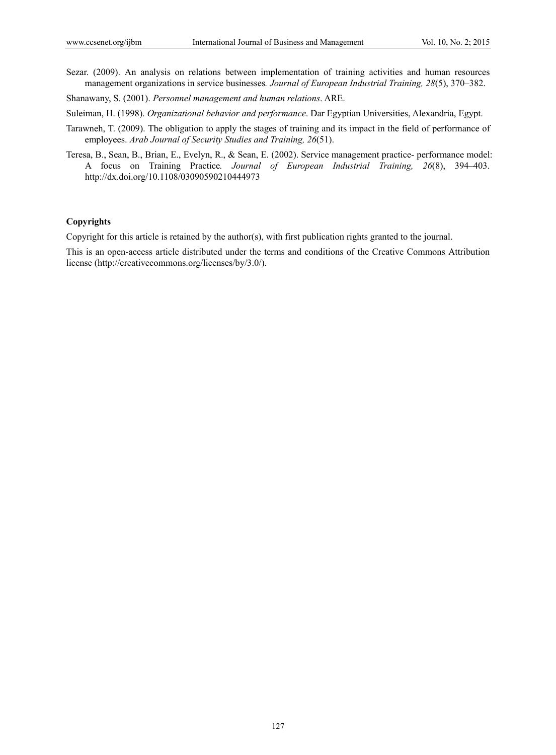Sezar. (2009). An analysis on relations between implementation of training activities and human resources management organizations in service businesses. *Journal of European Industrial Training, 28*(5), 370–382.

Shanawany, S. (2001). *Personnel management and human relations*. ARE.

Suleiman, H. (1998). *Organizational behavior and performance*. Dar Egyptian Universities, Alexandria, Egypt.

Tarawneh, T. (2009). The obligation to apply the stages of training and its impact in the field of performance of employees. *Arab Journal of Security Studies and Training, 26*(51).

Teresa, B., Sean, B., Brian, E., Evelyn, R., & Sean, E. (2002). Service management practice- performance model: A focus on Training Practice. *Journal of European Industrial Training, 26*(8), 394–403. http://dx.doi.org/10.1108/03090590210444973

**Copyrights**

Copyright for this article is retained by the author(s), with first publication rights granted to the journal.

This is an open-access article distributed under the terms and conditions of the Creative Commons Attribution license (http://creativecommons.org/licenses/by/3.0/).